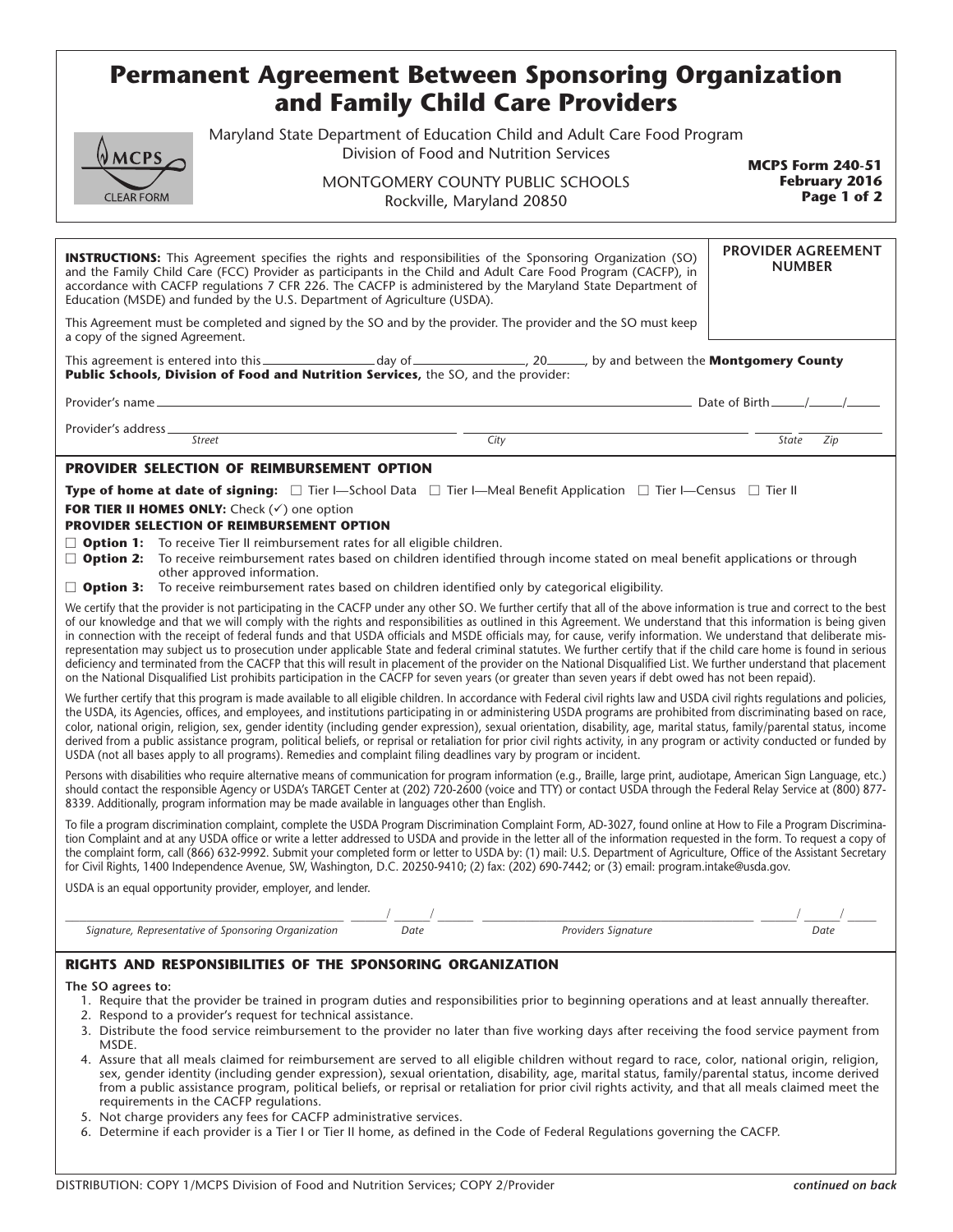# Permanent Agreement Between Sponsoring Organization and Family Child Care Providers

Maryland State Department of Education Child and Adult Care Food Program
Division of Food and Nutrition Services

MONTGOMERY COUNTY PUBLIC SCHOOLS
Rockville, Maryland 20850

**MCPS Form 240-51**
**February 2016**

**INSTRUCTIONS:** This Agreement specifies the rights and responsibilities of the Sponsoring Organization (SO) and the Family Child Care (FCC) Provider as participants in the Child and Adult Care Food Program (CACFP), in accordance with CACFP regulations 7 CFR 226. The CACFP is administered by the Maryland State Department of Education (MSDE) and funded by the U.S. Department of Agriculture (USDA).

This Agreement must be completed and signed by the SO and by the provider. The provider and the SO must keep a copy of the signed Agreement.

**PROVIDER AGREEMENT NUMBER**

This agreement is entered into this ________________ day of ________________, 20______, by and between the **Montgomery County Public Schools, Division of Food and Nutrition Services,** the SO, and the provider:

Provider's name ____________________________________________ Date of Birth _____/_____/_____

Provider's address ____________________ ____________________ ______ __________
*Street* *City* *State* *Zip*

## PROVIDER SELECTION OF REIMBURSEMENT OPTION

**Type of home at date of signing:** ☐ Tier I—School Data ☐ Tier I—Meal Benefit Application ☐ Tier I—Census ☐ Tier II

**FOR TIER II HOMES ONLY:** Check (✓) one option

**PROVIDER SELECTION OF REIMBURSEMENT OPTION**

☐ **Option 1:** To receive Tier II reimbursement rates for all eligible children.

☐ **Option 2:** To receive reimbursement rates based on children identified through income stated on meal benefit applications or through other approved information.

☐ **Option 3:** To receive reimbursement rates based on children identified only by categorical eligibility.

We certify that the provider is not participating in the CACFP under any other SO. We further certify that all of the above information is true and correct to the best of our knowledge and that we will comply with the rights and responsibilities as outlined in this Agreement. We understand that this information is being given in connection with the receipt of federal funds and that USDA officials and MSDE officials may, for cause, verify information. We understand that deliberate misrepresentation may subject us to prosecution under applicable State and federal criminal statutes. We further certify that if the child care home is found in serious deficiency and terminated from the CACFP that this will result in placement of the provider on the National Disqualified List. We further understand that placement on the National Disqualified List prohibits participation in the CACFP for seven years (or greater than seven years if debt owed has not been repaid).

We further certify that this program is made available to all eligible children. In accordance with Federal civil rights law and USDA civil rights regulations and policies, the USDA, its Agencies, offices, and employees, and institutions participating in or administering USDA programs are prohibited from discriminating based on race, color, national origin, religion, sex, gender identity (including gender expression), sexual orientation, disability, age, marital status, family/parental status, income derived from a public assistance program, political beliefs, or reprisal or retaliation for prior civil rights activity, in any program or activity conducted or funded by USDA (not all bases apply to all programs). Remedies and complaint filing deadlines vary by program or incident.

Persons with disabilities who require alternative means of communication for program information (e.g., Braille, large print, audiotape, American Sign Language, etc.) should contact the responsible Agency or USDA's TARGET Center at (202) 720-2600 (voice and TTY) or contact USDA through the Federal Relay Service at (800) 877-8339. Additionally, program information may be made available in languages other than English.

To file a program discrimination complaint, complete the USDA Program Discrimination Complaint Form, AD-3027, found online at How to File a Program Discrimination Complaint and at any USDA office or write a letter addressed to USDA and provide in the letter all of the information requested in the form. To request a copy of the complaint form, call (866) 632-9992. Submit your completed form or letter to USDA by: (1) mail: U.S. Department of Agriculture, Office of the Assistant Secretary for Civil Rights, 1400 Independence Avenue, SW, Washington, D.C. 20250-9410; (2) fax: (202) 690-7442; or (3) email: program.intake@usda.gov.

USDA is an equal opportunity provider, employer, and lender.

__________________________________ _____/_____/_____ __________________________________ _____/_____/_____
*Signature, Representative of Sponsoring Organization* *Date* *Providers Signature* *Date*

## RIGHTS AND RESPONSIBILITIES OF THE SPONSORING ORGANIZATION

**The SO agrees to:**

1. Require that the provider be trained in program duties and responsibilities prior to beginning operations and at least annually thereafter.
2. Respond to a provider's request for technical assistance.
3. Distribute the food service reimbursement to the provider no later than five working days after receiving the food service payment from MSDE.
4. Assure that all meals claimed for reimbursement are served to all eligible children without regard to race, color, national origin, religion, sex, gender identity (including gender expression), sexual orientation, disability, age, marital status, family/parental status, income derived from a public assistance program, political beliefs, or reprisal or retaliation for prior civil rights activity, and that all meals claimed meet the requirements in the CACFP regulations.
5. Not charge providers any fees for CACFP administrative services.
6. Determine if each provider is a Tier I or Tier II home, as defined in the Code of Federal Regulations governing the CACFP.

DISTRIBUTION: COPY 1/MCPS Division of Food and Nutrition Services; COPY 2/Provider

*continued on back*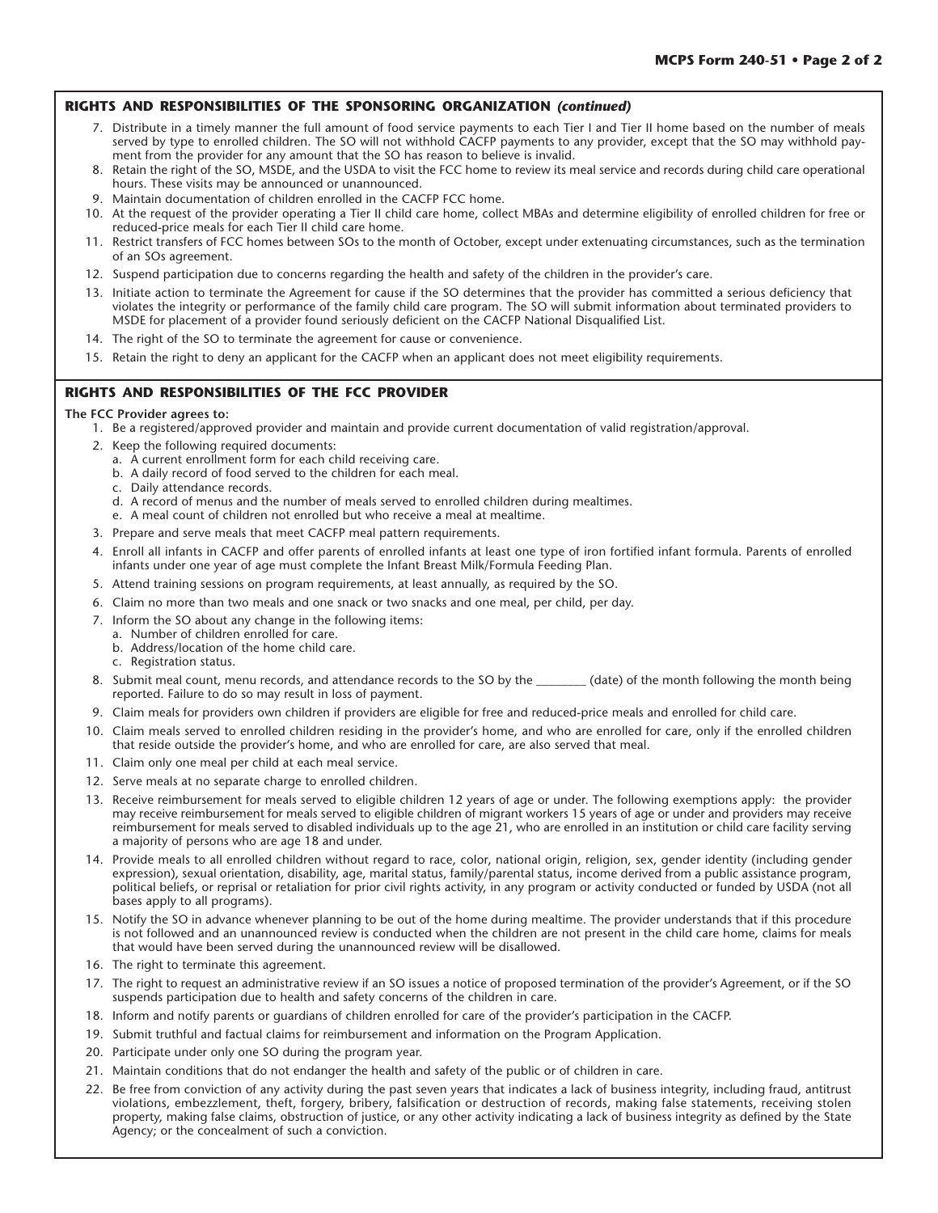## RIGHTS AND RESPONSIBILITIES OF THE SPONSORING ORGANIZATION *(continued)*

7. Distribute in a timely manner the full amount of food service payments to each Tier I and Tier II home based on the number of meals served by type to enrolled children. The SO will not withhold CACFP payments to any provider, except that the SO may withhold payment from the provider for any amount that the SO has reason to believe is invalid.
8. Retain the right of the SO, MSDE, and the USDA to visit the FCC home to review its meal service and records during child care operational hours. These visits may be announced or unannounced.
9. Maintain documentation of children enrolled in the CACFP FCC home.
10. At the request of the provider operating a Tier II child care home, collect MBAs and determine eligibility of enrolled children for free or reduced-price meals for each Tier II child care home.
11. Restrict transfers of FCC homes between SOs to the month of October, except under extenuating circumstances, such as the termination of an SOs agreement.
12. Suspend participation due to concerns regarding the health and safety of the children in the provider's care.
13. Initiate action to terminate the Agreement for cause if the SO determines that the provider has committed a serious deficiency that violates the integrity or performance of the family child care program. The SO will submit information about terminated providers to MSDE for placement of a provider found seriously deficient on the CACFP National Disqualified List.
14. The right of the SO to terminate the agreement for cause or convenience.
15. Retain the right to deny an applicant for the CACFP when an applicant does not meet eligibility requirements.

## RIGHTS AND RESPONSIBILITIES OF THE FCC PROVIDER

**The FCC Provider agrees to:**

1. Be a registered/approved provider and maintain and provide current documentation of valid registration/approval.
2. Keep the following required documents:
   a. A current enrollment form for each child receiving care.
   b. A daily record of food served to the children for each meal.
   c. Daily attendance records.
   d. A record of menus and the number of meals served to enrolled children during mealtimes.
   e. A meal count of children not enrolled but who receive a meal at mealtime.
3. Prepare and serve meals that meet CACFP meal pattern requirements.
4. Enroll all infants in CACFP and offer parents of enrolled infants at least one type of iron fortified infant formula. Parents of enrolled infants under one year of age must complete the Infant Breast Milk/Formula Feeding Plan.
5. Attend training sessions on program requirements, at least annually, as required by the SO.
6. Claim no more than two meals and one snack or two snacks and one meal, per child, per day.
7. Inform the SO about any change in the following items:
   a. Number of children enrolled for care.
   b. Address/location of the home child care.
   c. Registration status.
8. Submit meal count, menu records, and attendance records to the SO by the ________ (date) of the month following the month being reported. Failure to do so may result in loss of payment.
9. Claim meals for providers own children if providers are eligible for free and reduced-price meals and enrolled for child care.
10. Claim meals served to enrolled children residing in the provider's home, and who are enrolled for care, only if the enrolled children that reside outside the provider's home, and who are enrolled for care, are also served that meal.
11. Claim only one meal per child at each meal service.
12. Serve meals at no separate charge to enrolled children.
13. Receive reimbursement for meals served to eligible children 12 years of age or under. The following exemptions apply: the provider may receive reimbursement for meals served to eligible children of migrant workers 15 years of age or under and providers may receive reimbursement for meals served to disabled individuals up to the age 21, who are enrolled in an institution or child care facility serving a majority of persons who are age 18 and under.
14. Provide meals to all enrolled children without regard to race, color, national origin, religion, sex, gender identity (including gender expression), sexual orientation, disability, age, marital status, family/parental status, income derived from a public assistance program, political beliefs, or reprisal or retaliation for prior civil rights activity, in any program or activity conducted or funded by USDA (not all bases apply to all programs).
15. Notify the SO in advance whenever planning to be out of the home during mealtime. The provider understands that if this procedure is not followed and an unannounced review is conducted when the children are not present in the child care home, claims for meals that would have been served during the unannounced review will be disallowed.
16. The right to terminate this agreement.
17. The right to request an administrative review if an SO issues a notice of proposed termination of the provider's Agreement, or if the SO suspends participation due to health and safety concerns of the children in care.
18. Inform and notify parents or guardians of children enrolled for care of the provider's participation in the CACFP.
19. Submit truthful and factual claims for reimbursement and information on the Program Application.
20. Participate under only one SO during the program year.
21. Maintain conditions that do not endanger the health and safety of the public or of children in care.
22. Be free from conviction of any activity during the past seven years that indicates a lack of business integrity, including fraud, antitrust violations, embezzlement, theft, forgery, bribery, falsification or destruction of records, making false statements, receiving stolen property, making false claims, obstruction of justice, or any other activity indicating a lack of business integrity as defined by the State Agency; or the concealment of such a conviction.